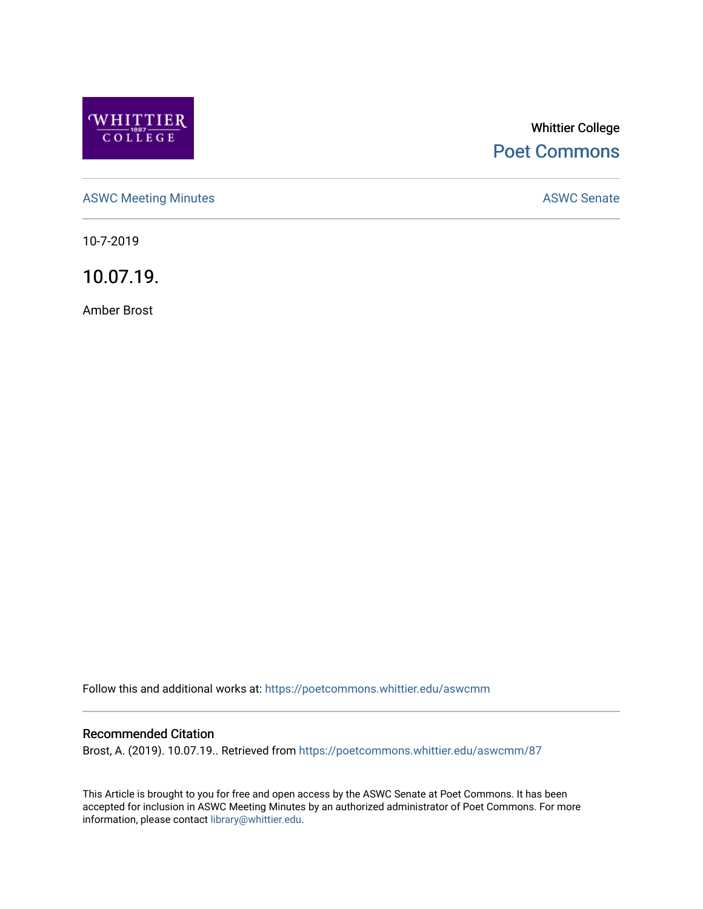Whittier College

Poet Commons

ASWC Meeting Minutes

ASWC Senate

10-7-2019

# 10.07.19.

Amber Brost

Follow this and additional works at: https://poetcommons.whittier.edu/aswcmm

## Recommended Citation

Brost, A. (2019). 10.07.19.. Retrieved from https://poetcommons.whittier.edu/aswcmm/87

This Article is brought to you for free and open access by the ASWC Senate at Poet Commons. It has been accepted for inclusion in ASWC Meeting Minutes by an authorized administrator of Poet Commons. For more information, please contact library@whittier.edu.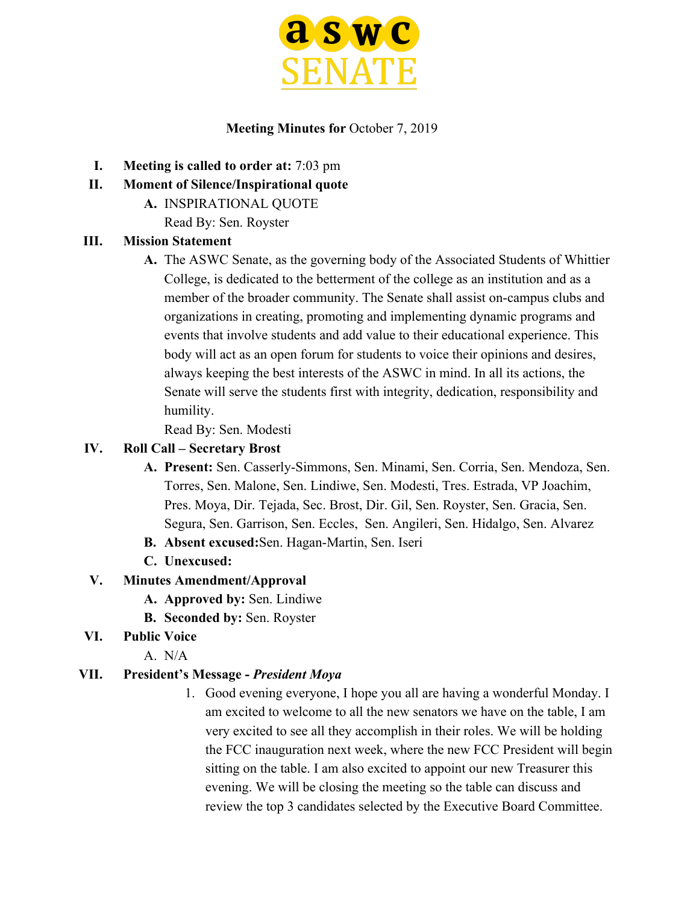# aswc SENATE

**Meeting Minutes for** October 7, 2019

I. **Meeting is called to order at:** 7:03 pm

II. **Moment of Silence/Inspirational quote**

   A. INSPIRATIONAL QUOTE
      Read By: Sen. Royster

III. **Mission Statement**

   A. The ASWC Senate, as the governing body of the Associated Students of Whittier College, is dedicated to the betterment of the college as an institution and as a member of the broader community. The Senate shall assist on-campus clubs and organizations in creating, promoting and implementing dynamic programs and events that involve students and add value to their educational experience. This body will act as an open forum for students to voice their opinions and desires, always keeping the best interests of the ASWC in mind. In all its actions, the Senate will serve the students first with integrity, dedication, responsibility and humility.
      Read By: Sen. Modesti

IV. **Roll Call – Secretary Brost**

   A. **Present:** Sen. Casserly-Simmons, Sen. Minami, Sen. Corria, Sen. Mendoza, Sen. Torres, Sen. Malone, Sen. Lindiwe, Sen. Modesti, Tres. Estrada, VP Joachim, Pres. Moya, Dir. Tejada, Sec. Brost, Dir. Gil, Sen. Royster, Sen. Gracia, Sen. Segura, Sen. Garrison, Sen. Eccles, Sen. Angileri, Sen. Hidalgo, Sen. Alvarez

   B. **Absent excused:** Sen. Hagan-Martin, Sen. Iseri

   C. **Unexcused:**

V. **Minutes Amendment/Approval**

   A. **Approved by:** Sen. Lindiwe

   B. **Seconded by:** Sen. Royster

VI. **Public Voice**

   A. N/A

VII. **President's Message -** ***President Moya***

   1. Good evening everyone, I hope you all are having a wonderful Monday. I am excited to welcome to all the new senators we have on the table, I am very excited to see all they accomplish in their roles. We will be holding the FCC inauguration next week, where the new FCC President will begin sitting on the table. I am also excited to appoint our new Treasurer this evening. We will be closing the meeting so the table can discuss and review the top 3 candidates selected by the Executive Board Committee.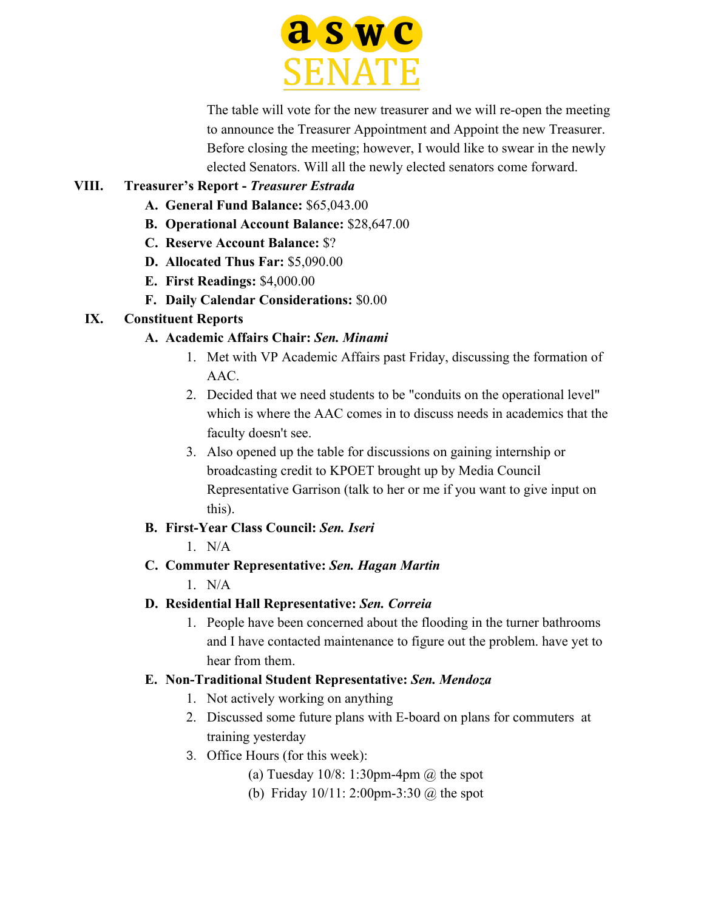The table will vote for the new treasurer and we will re-open the meeting to announce the Treasurer Appointment and Appoint the new Treasurer. Before closing the meeting; however, I would like to swear in the newly elected Senators. Will all the newly elected senators come forward.

**VIII. Treasurer's Report - *Treasurer Estrada***

- **A. General Fund Balance:** $65,043.00
- **B. Operational Account Balance:** $28,647.00
- **C. Reserve Account Balance:** $?
- **D. Allocated Thus Far:** $5,090.00
- **E. First Readings:** $4,000.00
- **F. Daily Calendar Considerations:** $0.00

**IX. Constituent Reports**

- **A. Academic Affairs Chair: *Sen. Minami***
  1. Met with VP Academic Affairs past Friday, discussing the formation of AAC.
  2. Decided that we need students to be "conduits on the operational level" which is where the AAC comes in to discuss needs in academics that the faculty doesn't see.
  3. Also opened up the table for discussions on gaining internship or broadcasting credit to KPOET brought up by Media Council Representative Garrison (talk to her or me if you want to give input on this).
- **B. First-Year Class Council: *Sen. Iseri***
  1. N/A
- **C. Commuter Representative: *Sen. Hagan Martin***
  1. N/A
- **D. Residential Hall Representative: *Sen. Correia***
  1. People have been concerned about the flooding in the turner bathrooms and I have contacted maintenance to figure out the problem. have yet to hear from them.
- **E. Non-Traditional Student Representative: *Sen. Mendoza***
  1. Not actively working on anything
  2. Discussed some future plans with E-board on plans for commuters at training yesterday
  3. Office Hours (for this week):
     - (a) Tuesday 10/8: 1:30pm-4pm @ the spot
     - (b) Friday 10/11: 2:00pm-3:30 @ the spot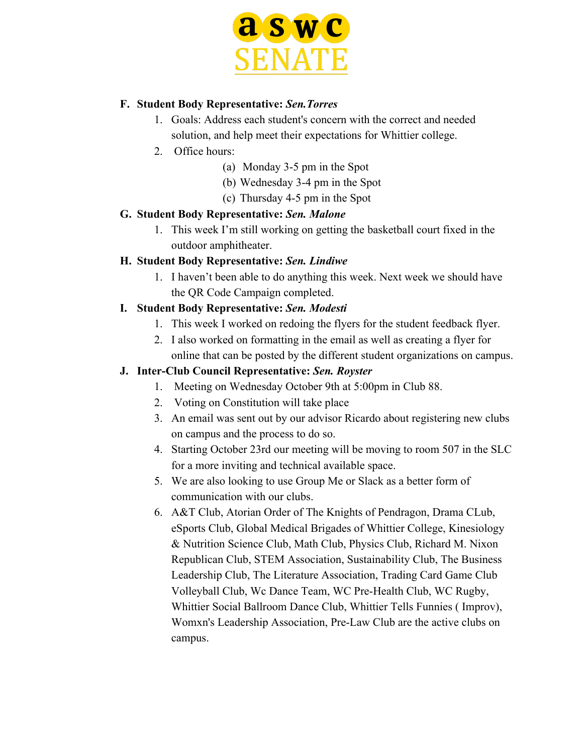F. **Student Body Representative: *Sen.Torres***

1. Goals: Address each student's concern with the correct and needed solution, and help meet their expectations for Whittier college.
2. Office hours:
   (a) Monday 3-5 pm in the Spot
   (b) Wednesday 3-4 pm in the Spot
   (c) Thursday 4-5 pm in the Spot

G. **Student Body Representative: *Sen. Malone***

1. This week I'm still working on getting the basketball court fixed in the outdoor amphitheater.

H. **Student Body Representative: *Sen. Lindiwe***

1. I haven't been able to do anything this week. Next week we should have the QR Code Campaign completed.

I. **Student Body Representative: *Sen. Modesti***

1. This week I worked on redoing the flyers for the student feedback flyer.
2. I also worked on formatting in the email as well as creating a flyer for online that can be posted by the different student organizations on campus.

J. **Inter-Club Council Representative: *Sen. Royster***

1. Meeting on Wednesday October 9th at 5:00pm in Club 88.
2. Voting on Constitution will take place
3. An email was sent out by our advisor Ricardo about registering new clubs on campus and the process to do so.
4. Starting October 23rd our meeting will be moving to room 507 in the SLC for a more inviting and technical available space.
5. We are also looking to use Group Me or Slack as a better form of communication with our clubs.
6. A&T Club, Atorian Order of The Knights of Pendragon, Drama CLub, eSports Club, Global Medical Brigades of Whittier College, Kinesiology & Nutrition Science Club, Math Club, Physics Club, Richard M. Nixon Republican Club, STEM Association, Sustainability Club, The Business Leadership Club, The Literature Association, Trading Card Game Club Volleyball Club, Wc Dance Team, WC Pre-Health Club, WC Rugby, Whittier Social Ballroom Dance Club, Whittier Tells Funnies ( Improv), Womxn's Leadership Association, Pre-Law Club are the active clubs on campus.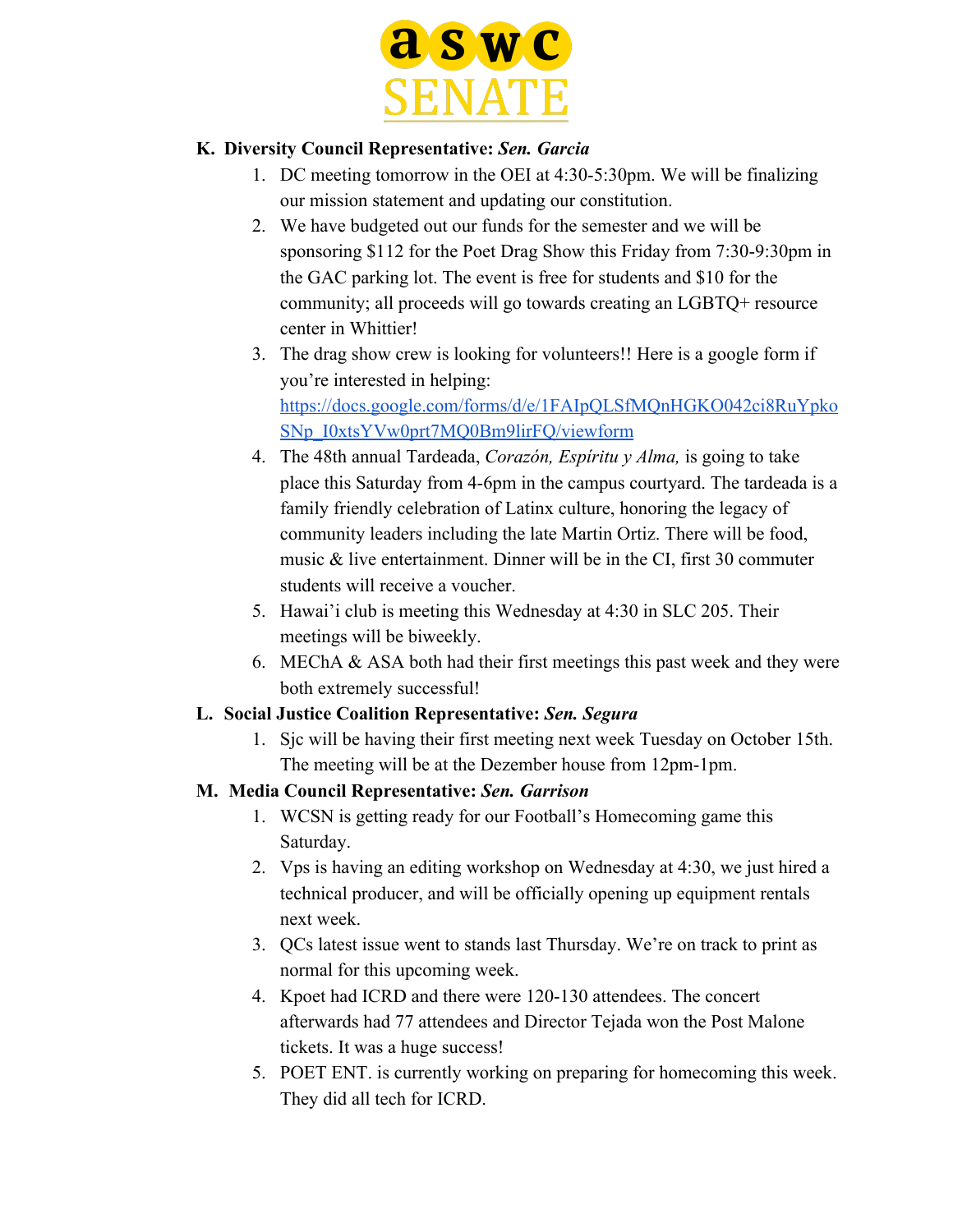**K. Diversity Council Representative: *Sen. Garcia***

1. DC meeting tomorrow in the OEI at 4:30-5:30pm. We will be finalizing our mission statement and updating our constitution.
2. We have budgeted out our funds for the semester and we will be sponsoring $112 for the Poet Drag Show this Friday from 7:30-9:30pm in the GAC parking lot. The event is free for students and $10 for the community; all proceeds will go towards creating an LGBTQ+ resource center in Whittier!
3. The drag show crew is looking for volunteers!! Here is a google form if you're interested in helping: https://docs.google.com/forms/d/e/1FAIpQLSfMQnHGKO042ci8RuYpkoSNp_I0xtsYVw0prt7MQ0Bm9lirFQ/viewform
4. The 48th annual Tardeada, *Corazón, Espíritu y Alma,* is going to take place this Saturday from 4-6pm in the campus courtyard. The tardeada is a family friendly celebration of Latinx culture, honoring the legacy of community leaders including the late Martin Ortiz. There will be food, music & live entertainment. Dinner will be in the CI, first 30 commuter students will receive a voucher.
5. Hawai'i club is meeting this Wednesday at 4:30 in SLC 205. Their meetings will be biweekly.
6. MEChA & ASA both had their first meetings this past week and they were both extremely successful!

**L. Social Justice Coalition Representative: *Sen. Segura***

1. Sjc will be having their first meeting next week Tuesday on October 15th. The meeting will be at the Dezember house from 12pm-1pm.

**M. Media Council Representative: *Sen. Garrison***

1. WCSN is getting ready for our Football's Homecoming game this Saturday.
2. Vps is having an editing workshop on Wednesday at 4:30, we just hired a technical producer, and will be officially opening up equipment rentals next week.
3. QCs latest issue went to stands last Thursday. We're on track to print as normal for this upcoming week.
4. Kpoet had ICRD and there were 120-130 attendees. The concert afterwards had 77 attendees and Director Tejada won the Post Malone tickets. It was a huge success!
5. POET ENT. is currently working on preparing for homecoming this week. They did all tech for ICRD.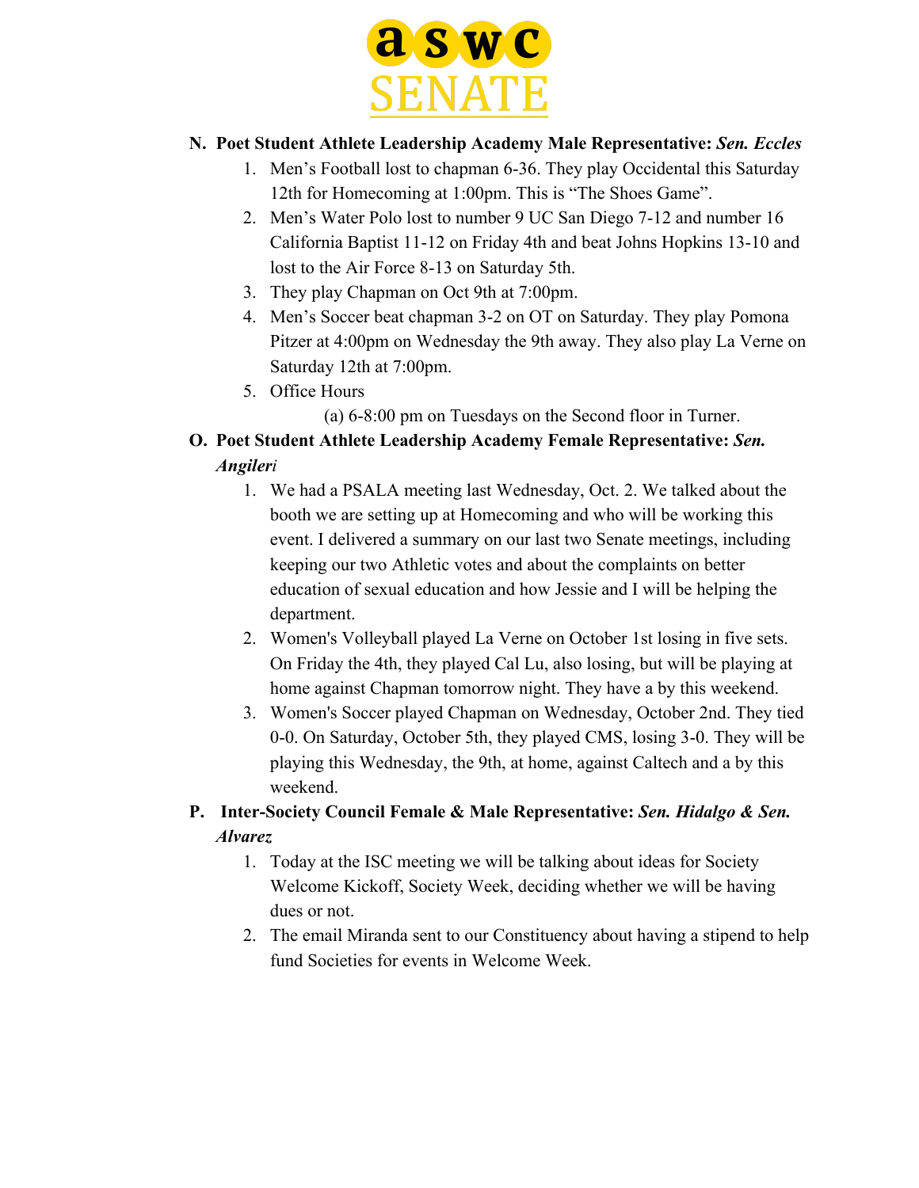N. **Poet Student Athlete Leadership Academy Male Representative:** ***Sen. Eccles***

1. Men's Football lost to chapman 6-36. They play Occidental this Saturday 12th for Homecoming at 1:00pm. This is "The Shoes Game".
2. Men's Water Polo lost to number 9 UC San Diego 7-12 and number 16 California Baptist 11-12 on Friday 4th and beat Johns Hopkins 13-10 and lost to the Air Force 8-13 on Saturday 5th.
3. They play Chapman on Oct 9th at 7:00pm.
4. Men's Soccer beat chapman 3-2 on OT on Saturday. They play Pomona Pitzer at 4:00pm on Wednesday the 9th away. They also play La Verne on Saturday 12th at 7:00pm.
5. Office Hours
   (a) 6-8:00 pm on Tuesdays on the Second floor in Turner.

O. **Poet Student Athlete Leadership Academy Female Representative:** ***Sen. Angileri***

1. We had a PSALA meeting last Wednesday, Oct. 2. We talked about the booth we are setting up at Homecoming and who will be working this event. I delivered a summary on our last two Senate meetings, including keeping our two Athletic votes and about the complaints on better education of sexual education and how Jessie and I will be helping the department.
2. Women's Volleyball played La Verne on October 1st losing in five sets. On Friday the 4th, they played Cal Lu, also losing, but will be playing at home against Chapman tomorrow night. They have a by this weekend.
3. Women's Soccer played Chapman on Wednesday, October 2nd. They tied 0-0. On Saturday, October 5th, they played CMS, losing 3-0. They will be playing this Wednesday, the 9th, at home, against Caltech and a by this weekend.

P. **Inter-Society Council Female & Male Representative:** ***Sen. Hidalgo & Sen. Alvarez***

1. Today at the ISC meeting we will be talking about ideas for Society Welcome Kickoff, Society Week, deciding whether we will be having dues or not.
2. The email Miranda sent to our Constituency about having a stipend to help fund Societies for events in Welcome Week.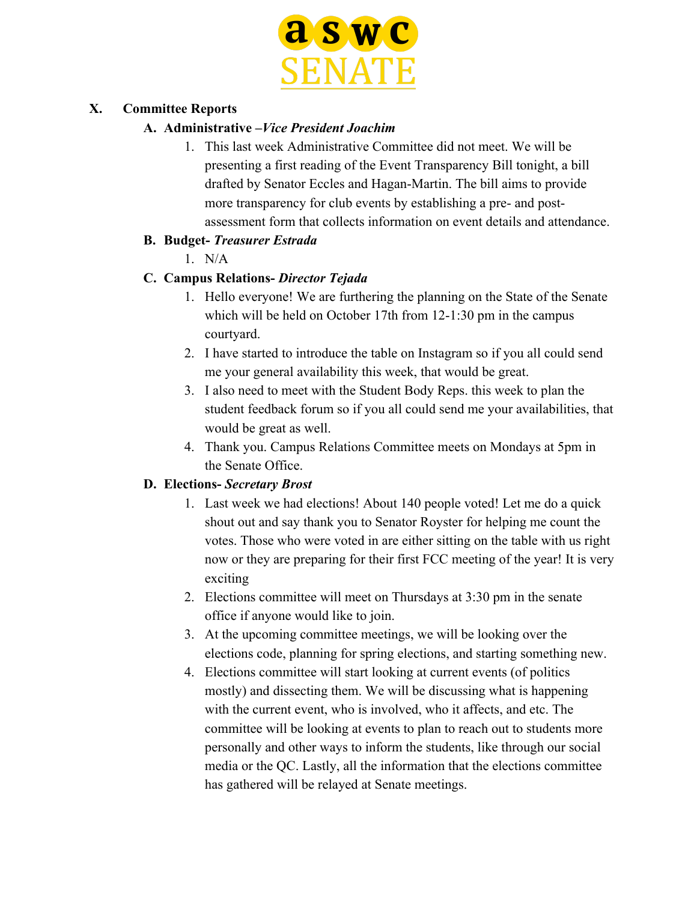X. **Committee Reports**

A. **Administrative –*Vice President Joachim***

1. This last week Administrative Committee did not meet. We will be presenting a first reading of the Event Transparency Bill tonight, a bill drafted by Senator Eccles and Hagan-Martin. The bill aims to provide more transparency for club events by establishing a pre- and post-assessment form that collects information on event details and attendance.

B. **Budget- *Treasurer Estrada***

1. N/A

C. **Campus Relations- *Director Tejada***

1. Hello everyone! We are furthering the planning on the State of the Senate which will be held on October 17th from 12-1:30 pm in the campus courtyard.
2. I have started to introduce the table on Instagram so if you all could send me your general availability this week, that would be great.
3. I also need to meet with the Student Body Reps. this week to plan the student feedback forum so if you all could send me your availabilities, that would be great as well.
4. Thank you. Campus Relations Committee meets on Mondays at 5pm in the Senate Office.

D. **Elections- *Secretary Brost***

1. Last week we had elections! About 140 people voted! Let me do a quick shout out and say thank you to Senator Royster for helping me count the votes. Those who were voted in are either sitting on the table with us right now or they are preparing for their first FCC meeting of the year! It is very exciting
2. Elections committee will meet on Thursdays at 3:30 pm in the senate office if anyone would like to join.
3. At the upcoming committee meetings, we will be looking over the elections code, planning for spring elections, and starting something new.
4. Elections committee will start looking at current events (of politics mostly) and dissecting them. We will be discussing what is happening with the current event, who is involved, who it affects, and etc. The committee will be looking at events to plan to reach out to students more personally and other ways to inform the students, like through our social media or the QC. Lastly, all the information that the elections committee has gathered will be relayed at Senate meetings.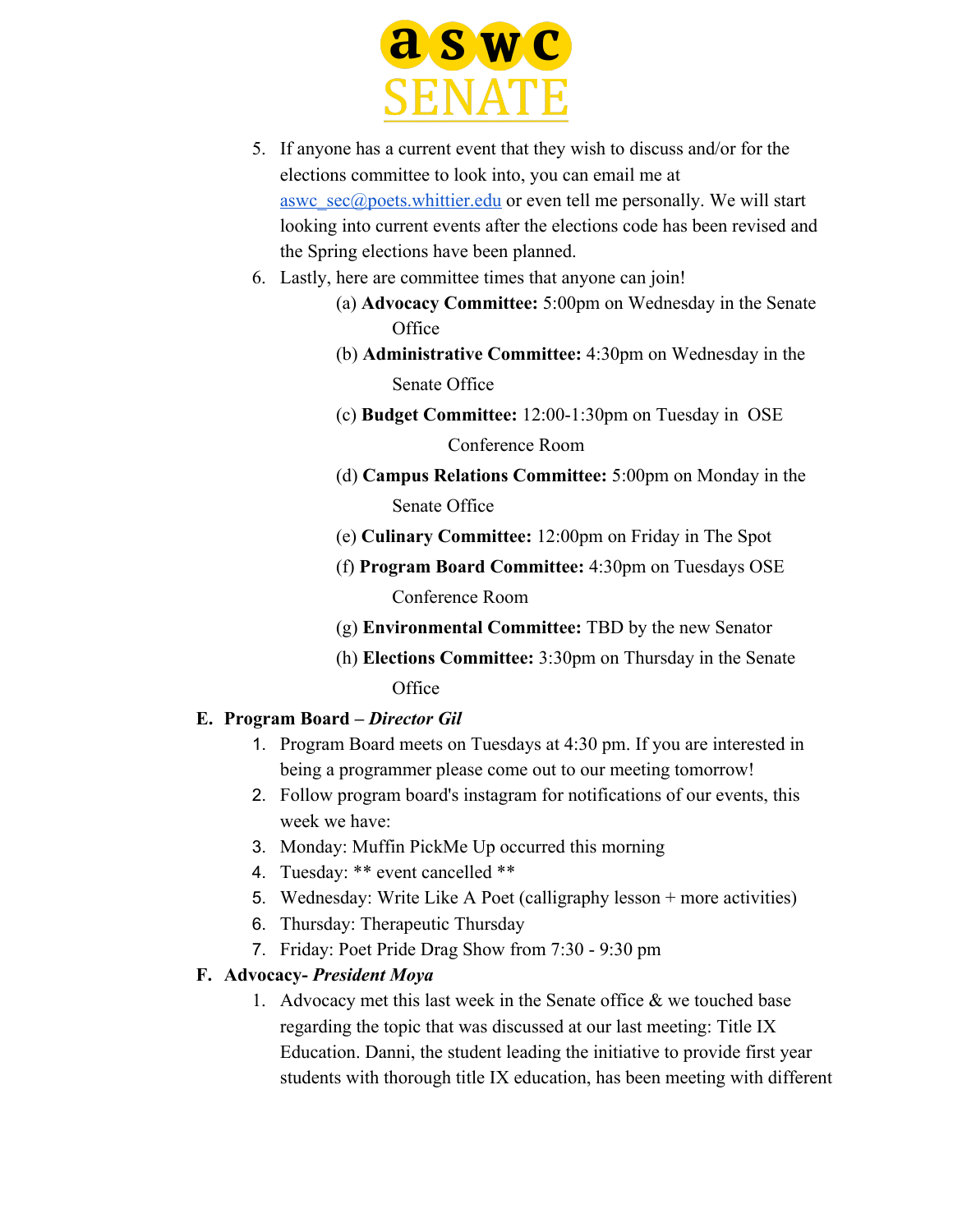5. If anyone has a current event that they wish to discuss and/or for the elections committee to look into, you can email me at aswc_sec@poets.whittier.edu or even tell me personally. We will start looking into current events after the elections code has been revised and the Spring elections have been planned.
6. Lastly, here are committee times that anyone can join!
   - (a) **Advocacy Committee:** 5:00pm on Wednesday in the Senate Office
   - (b) **Administrative Committee:** 4:30pm on Wednesday in the Senate Office
   - (c) **Budget Committee:** 12:00-1:30pm on Tuesday in OSE Conference Room
   - (d) **Campus Relations Committee:** 5:00pm on Monday in the Senate Office
   - (e) **Culinary Committee:** 12:00pm on Friday in The Spot
   - (f) **Program Board Committee:** 4:30pm on Tuesdays OSE Conference Room
   - (g) **Environmental Committee:** TBD by the new Senator
   - (h) **Elections Committee:** 3:30pm on Thursday in the Senate Office

**E. Program Board – *Director Gil***

1. Program Board meets on Tuesdays at 4:30 pm. If you are interested in being a programmer please come out to our meeting tomorrow!
2. Follow program board's instagram for notifications of our events, this week we have:
3. Monday: Muffin PickMe Up occurred this morning
4. Tuesday: ** event cancelled **
5. Wednesday: Write Like A Poet (calligraphy lesson + more activities)
6. Thursday: Therapeutic Thursday
7. Friday: Poet Pride Drag Show from 7:30 - 9:30 pm

**F. Advocacy- *President Moya***

1. Advocacy met this last week in the Senate office & we touched base regarding the topic that was discussed at our last meeting: Title IX Education. Danni, the student leading the initiative to provide first year students with thorough title IX education, has been meeting with different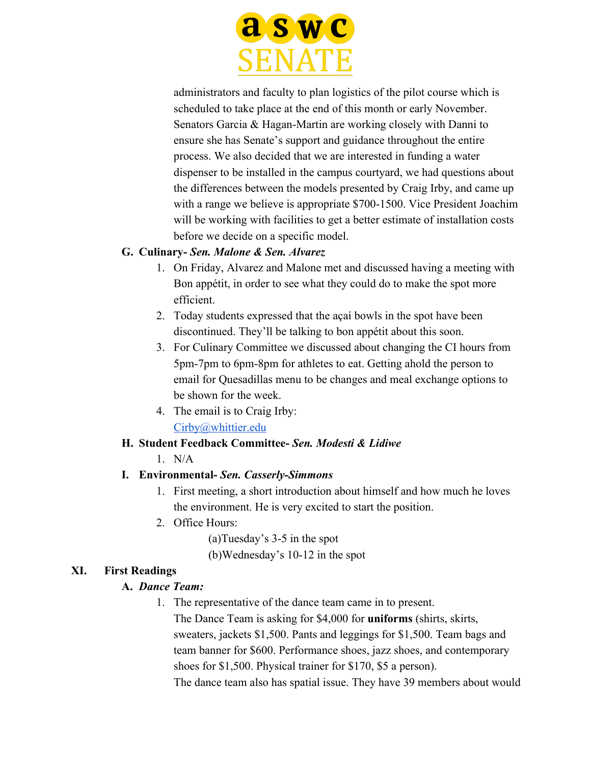administrators and faculty to plan logistics of the pilot course which is scheduled to take place at the end of this month or early November. Senators Garcia & Hagan-Martin are working closely with Danni to ensure she has Senate's support and guidance throughout the entire process. We also decided that we are interested in funding a water dispenser to be installed in the campus courtyard, we had questions about the differences between the models presented by Craig Irby, and came up with a range we believe is appropriate $700-1500. Vice President Joachim will be working with facilities to get a better estimate of installation costs before we decide on a specific model.

**G. Culinary-** ***Sen. Malone & Sen. Alvarez***

1. On Friday, Alvarez and Malone met and discussed having a meeting with Bon appétit, in order to see what they could do to make the spot more efficient.
2. Today students expressed that the açaí bowls in the spot have been discontinued. They'll be talking to bon appétit about this soon.
3. For Culinary Committee we discussed about changing the CI hours from 5pm-7pm to 6pm-8pm for athletes to eat. Getting ahold the person to email for Quesadillas menu to be changes and meal exchange options to be shown for the week.
4. The email is to Craig Irby: Cirby@whittier.edu

**H. Student Feedback Committee-** ***Sen. Modesti & Lidiwe***

1. N/A

**I. Environmental-** ***Sen. Casserly-Simmons***

1. First meeting, a short introduction about himself and how much he loves the environment. He is very excited to start the position.
2. Office Hours:
   (a)Tuesday's 3-5 in the spot
   (b)Wednesday's 10-12 in the spot

**XI. First Readings**

**A.** ***Dance Team:***

1. The representative of the dance team came in to present.
   The Dance Team is asking for $4,000 for **uniforms** (shirts, skirts, sweaters, jackets $1,500. Pants and leggings for $1,500. Team bags and team banner for $600. Performance shoes, jazz shoes, and contemporary shoes for $1,500. Physical trainer for $170, $5 a person).
   The dance team also has spatial issue. They have 39 members about would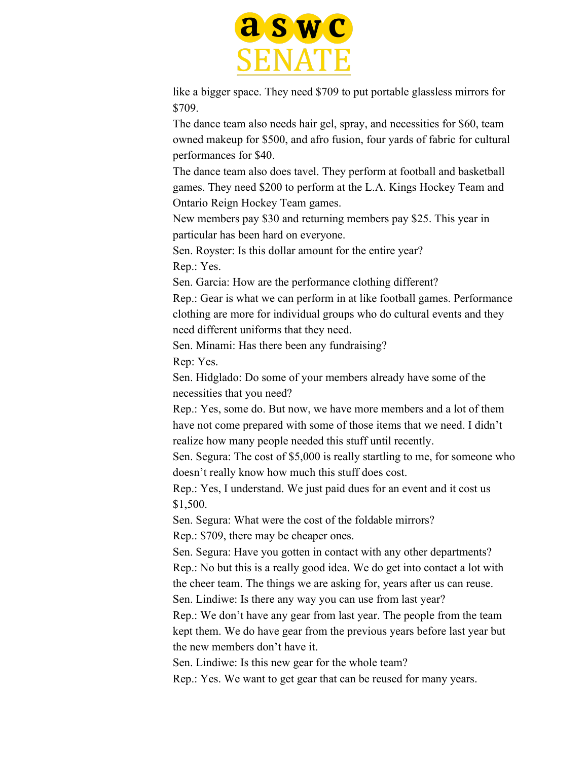like a bigger space. They need $709 to put portable glassless mirrors for $709.

The dance team also needs hair gel, spray, and necessities for $60, team owned makeup for $500, and afro fusion, four yards of fabric for cultural performances for $40.

The dance team also does tavel. They perform at football and basketball games. They need $200 to perform at the L.A. Kings Hockey Team and Ontario Reign Hockey Team games.

New members pay $30 and returning members pay $25. This year in particular has been hard on everyone.

Sen. Royster: Is this dollar amount for the entire year?

Rep.: Yes.

Sen. Garcia: How are the performance clothing different?

Rep.: Gear is what we can perform in at like football games. Performance clothing are more for individual groups who do cultural events and they need different uniforms that they need.

Sen. Minami: Has there been any fundraising?

Rep: Yes.

Sen. Hidglado: Do some of your members already have some of the necessities that you need?

Rep.: Yes, some do. But now, we have more members and a lot of them have not come prepared with some of those items that we need. I didn't realize how many people needed this stuff until recently.

Sen. Segura: The cost of $5,000 is really startling to me, for someone who doesn't really know how much this stuff does cost.

Rep.: Yes, I understand. We just paid dues for an event and it cost us $1,500.

Sen. Segura: What were the cost of the foldable mirrors?

Rep.: $709, there may be cheaper ones.

Sen. Segura: Have you gotten in contact with any other departments?

Rep.: No but this is a really good idea. We do get into contact a lot with the cheer team. The things we are asking for, years after us can reuse.

Sen. Lindiwe: Is there any way you can use from last year?

Rep.: We don't have any gear from last year. The people from the team kept them. We do have gear from the previous years before last year but the new members don't have it.

Sen. Lindiwe: Is this new gear for the whole team?

Rep.: Yes. We want to get gear that can be reused for many years.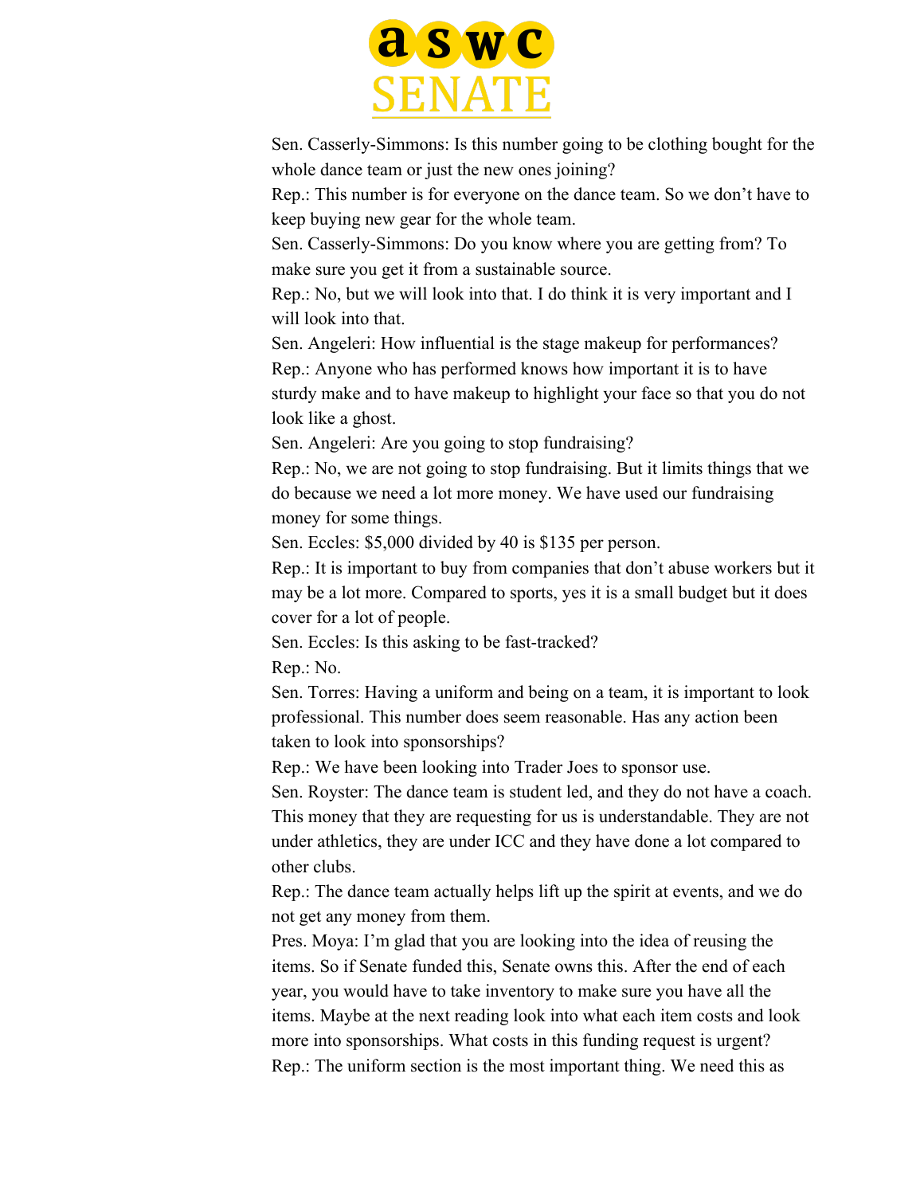Sen. Casserly-Simmons: Is this number going to be clothing bought for the whole dance team or just the new ones joining?

Rep.: This number is for everyone on the dance team. So we don't have to keep buying new gear for the whole team.

Sen. Casserly-Simmons: Do you know where you are getting from? To make sure you get it from a sustainable source.

Rep.: No, but we will look into that. I do think it is very important and I will look into that.

Sen. Angeleri: How influential is the stage makeup for performances?

Rep.: Anyone who has performed knows how important it is to have sturdy make and to have makeup to highlight your face so that you do not look like a ghost.

Sen. Angeleri: Are you going to stop fundraising?

Rep.: No, we are not going to stop fundraising. But it limits things that we do because we need a lot more money. We have used our fundraising money for some things.

Sen. Eccles: $5,000 divided by 40 is $135 per person.

Rep.: It is important to buy from companies that don't abuse workers but it may be a lot more. Compared to sports, yes it is a small budget but it does cover for a lot of people.

Sen. Eccles: Is this asking to be fast-tracked?

Rep.: No.

Sen. Torres: Having a uniform and being on a team, it is important to look professional. This number does seem reasonable. Has any action been taken to look into sponsorships?

Rep.: We have been looking into Trader Joes to sponsor use.

Sen. Royster: The dance team is student led, and they do not have a coach. This money that they are requesting for us is understandable. They are not under athletics, they are under ICC and they have done a lot compared to other clubs.

Rep.: The dance team actually helps lift up the spirit at events, and we do not get any money from them.

Pres. Moya: I'm glad that you are looking into the idea of reusing the items. So if Senate funded this, Senate owns this. After the end of each year, you would have to take inventory to make sure you have all the items. Maybe at the next reading look into what each item costs and look more into sponsorships. What costs in this funding request is urgent?

Rep.: The uniform section is the most important thing. We need this as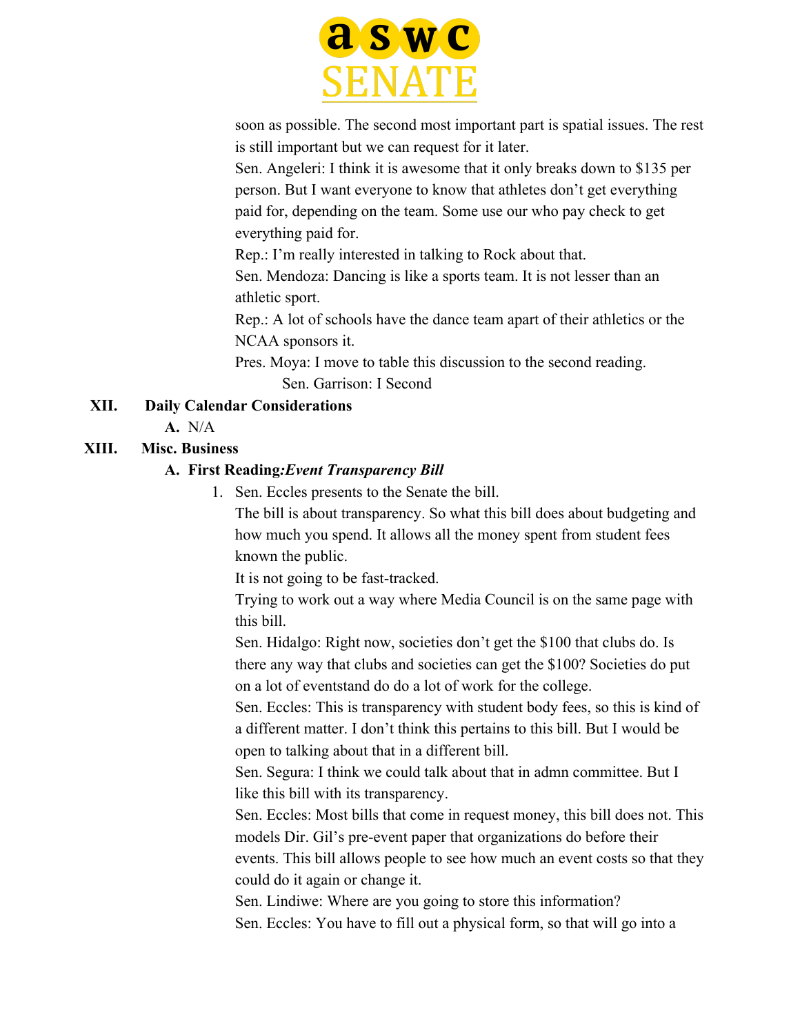soon as possible. The second most important part is spatial issues. The rest is still important but we can request for it later.

Sen. Angeleri: I think it is awesome that it only breaks down to $135 per person. But I want everyone to know that athletes don't get everything paid for, depending on the team. Some use our who pay check to get everything paid for.

Rep.: I'm really interested in talking to Rock about that.

Sen. Mendoza: Dancing is like a sports team. It is not lesser than an athletic sport.

Rep.: A lot of schools have the dance team apart of their athletics or the NCAA sponsors it.

Pres. Moya: I move to table this discussion to the second reading.

Sen. Garrison: I Second

**XII. Daily Calendar Considerations**

**A.** N/A

**XIII. Misc. Business**

**A. First Reading:*Event Transparency Bill***

1. Sen. Eccles presents to the Senate the bill.

The bill is about transparency. So what this bill does about budgeting and how much you spend. It allows all the money spent from student fees known the public.

It is not going to be fast-tracked.

Trying to work out a way where Media Council is on the same page with this bill.

Sen. Hidalgo: Right now, societies don't get the $100 that clubs do. Is there any way that clubs and societies can get the $100? Societies do put on a lot of eventstand do do a lot of work for the college.

Sen. Eccles: This is transparency with student body fees, so this is kind of a different matter. I don't think this pertains to this bill. But I would be open to talking about that in a different bill.

Sen. Segura: I think we could talk about that in admn committee. But I like this bill with its transparency.

Sen. Eccles: Most bills that come in request money, this bill does not. This models Dir. Gil's pre-event paper that organizations do before their events. This bill allows people to see how much an event costs so that they could do it again or change it.

Sen. Lindiwe: Where are you going to store this information?

Sen. Eccles: You have to fill out a physical form, so that will go into a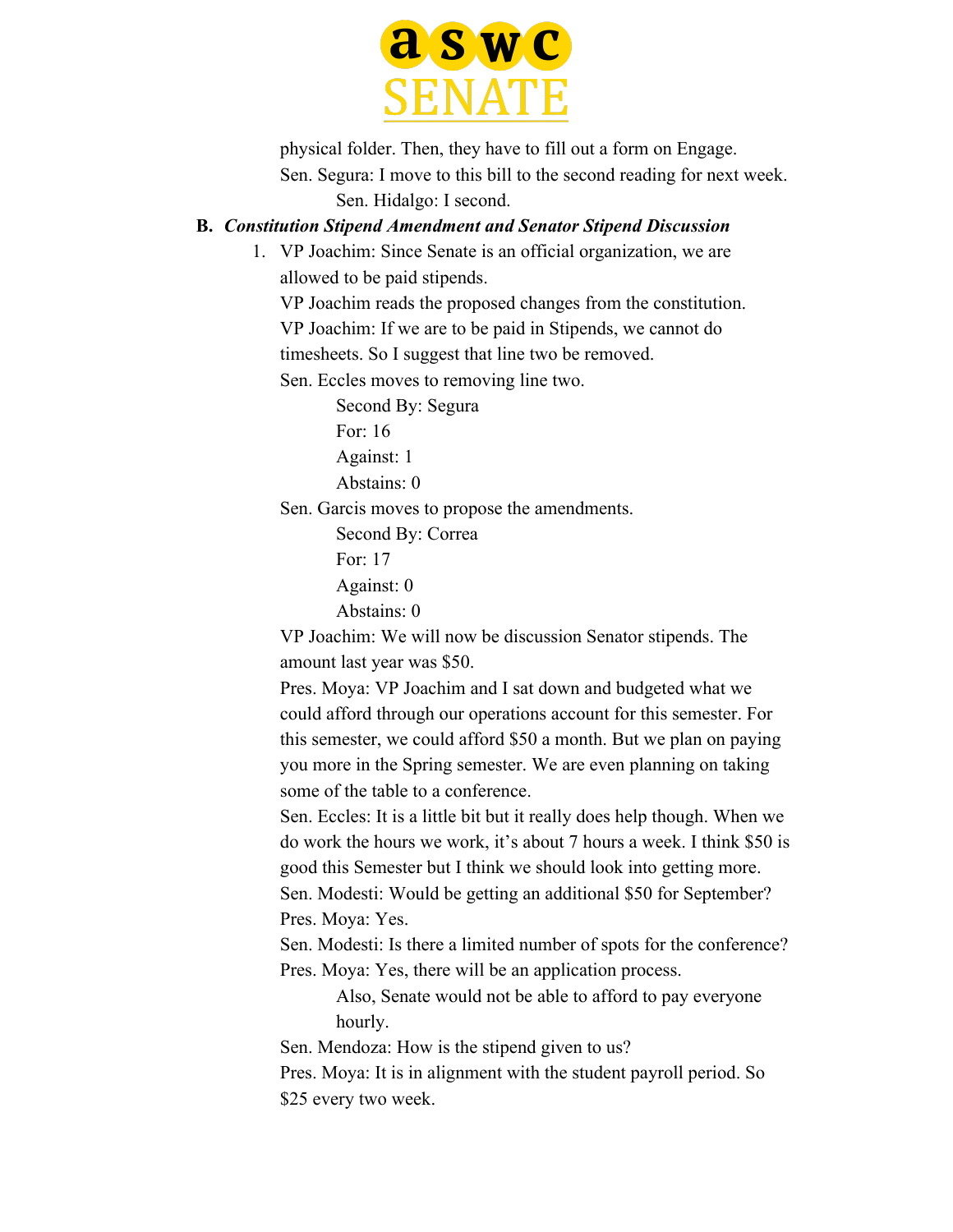physical folder. Then, they have to fill out a form on Engage.

Sen. Segura: I move to this bill to the second reading for next week.

Sen. Hidalgo: I second.

**B.** ***Constitution Stipend Amendment and Senator Stipend Discussion***

1. VP Joachim: Since Senate is an official organization, we are allowed to be paid stipends.

   VP Joachim reads the proposed changes from the constitution.

   VP Joachim: If we are to be paid in Stipends, we cannot do timesheets. So I suggest that line two be removed.

   Sen. Eccles moves to removing line two.

   Second By: Segura
   For: 16
   Against: 1
   Abstains: 0

   Sen. Garcis moves to propose the amendments.

   Second By: Correa
   For: 17
   Against: 0
   Abstains: 0

   VP Joachim: We will now be discussion Senator stipends. The amount last year was $50.

   Pres. Moya: VP Joachim and I sat down and budgeted what we could afford through our operations account for this semester. For this semester, we could afford $50 a month. But we plan on paying you more in the Spring semester. We are even planning on taking some of the table to a conference.

   Sen. Eccles: It is a little bit but it really does help though. When we do work the hours we work, it's about 7 hours a week. I think $50 is good this Semester but I think we should look into getting more.

   Sen. Modesti: Would be getting an additional $50 for September?

   Pres. Moya: Yes.

   Sen. Modesti: Is there a limited number of spots for the conference?

   Pres. Moya: Yes, there will be an application process.

   Also, Senate would not be able to afford to pay everyone hourly.

   Sen. Mendoza: How is the stipend given to us?

   Pres. Moya: It is in alignment with the student payroll period. So $25 every two week.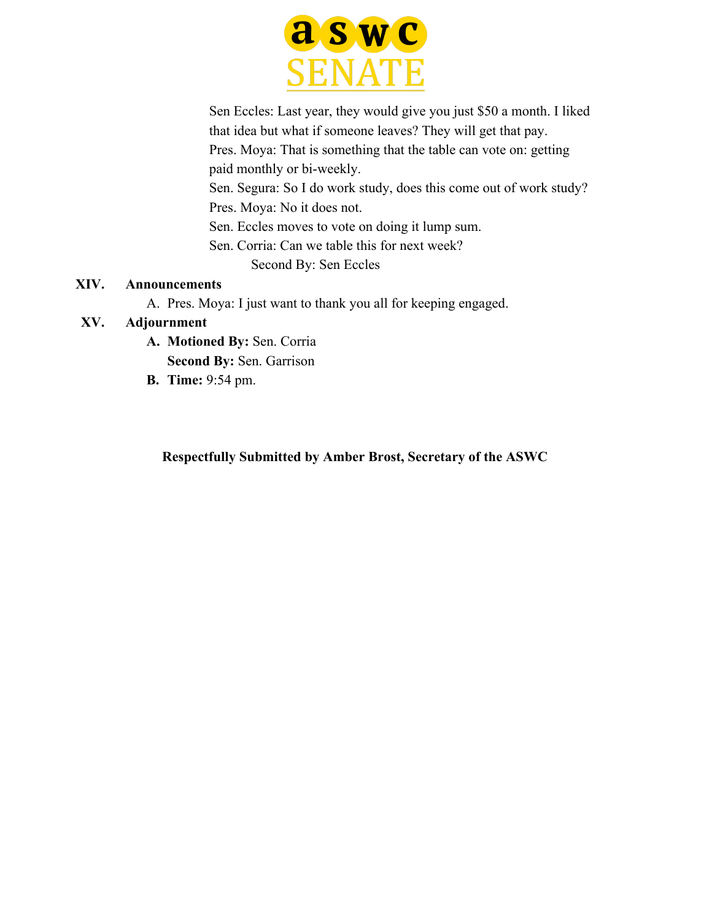Sen Eccles: Last year, they would give you just $50 a month. I liked that idea but what if someone leaves? They will get that pay.

Pres. Moya: That is something that the table can vote on: getting paid monthly or bi-weekly.

Sen. Segura: So I do work study, does this come out of work study?

Pres. Moya: No it does not.

Sen. Eccles moves to vote on doing it lump sum.

Sen. Corria: Can we table this for next week?

Second By: Sen Eccles

**XIV. Announcements**

A. Pres. Moya: I just want to thank you all for keeping engaged.

**XV. Adjournment**

**A. Motioned By:** Sen. Corria
**Second By:** Sen. Garrison

**B. Time:** 9:54 pm.

**Respectfully Submitted by Amber Brost, Secretary of the ASWC**